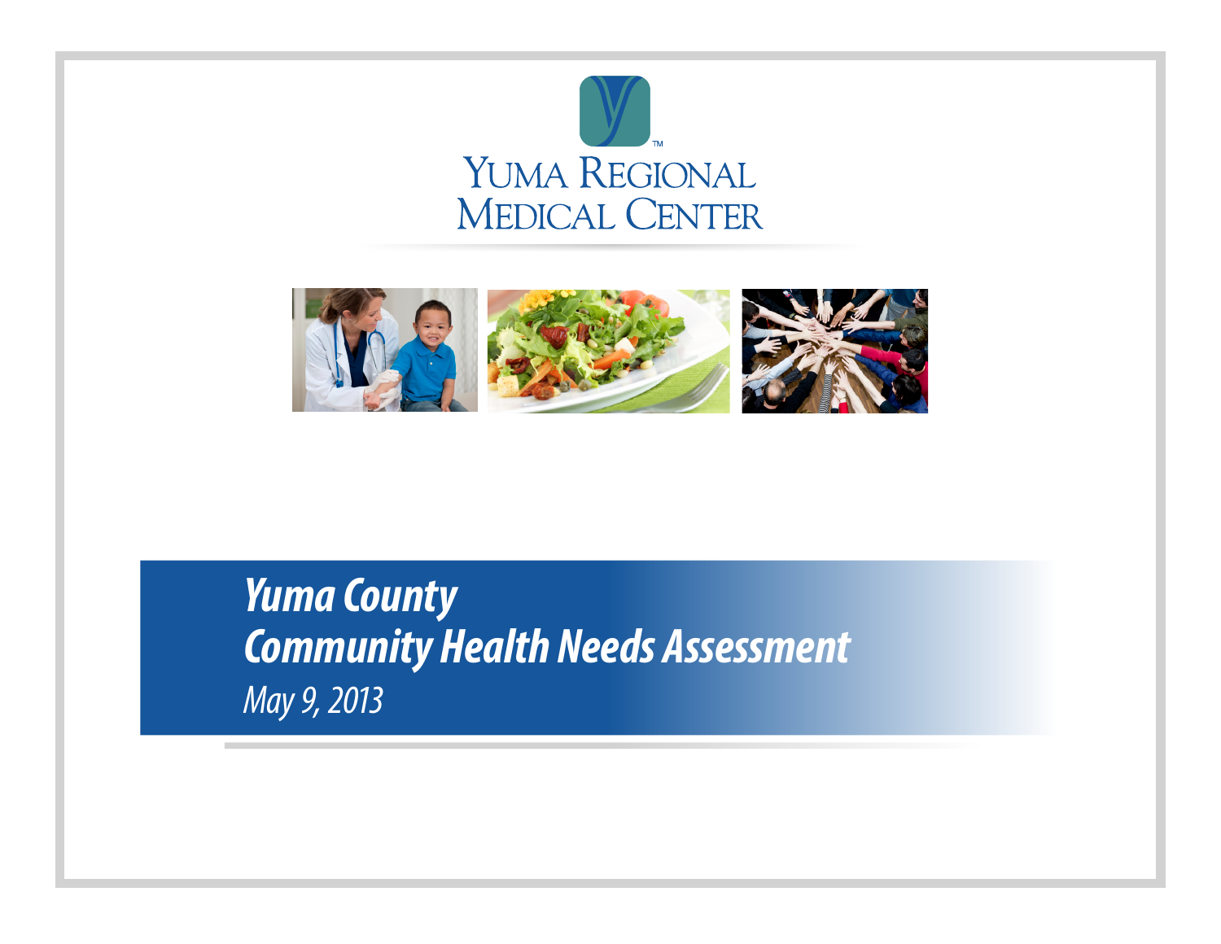YUMA REGIONAL MEDICAL CENTER

# *Yuma County Community Health Needs Assessment*

*May 9, 2013*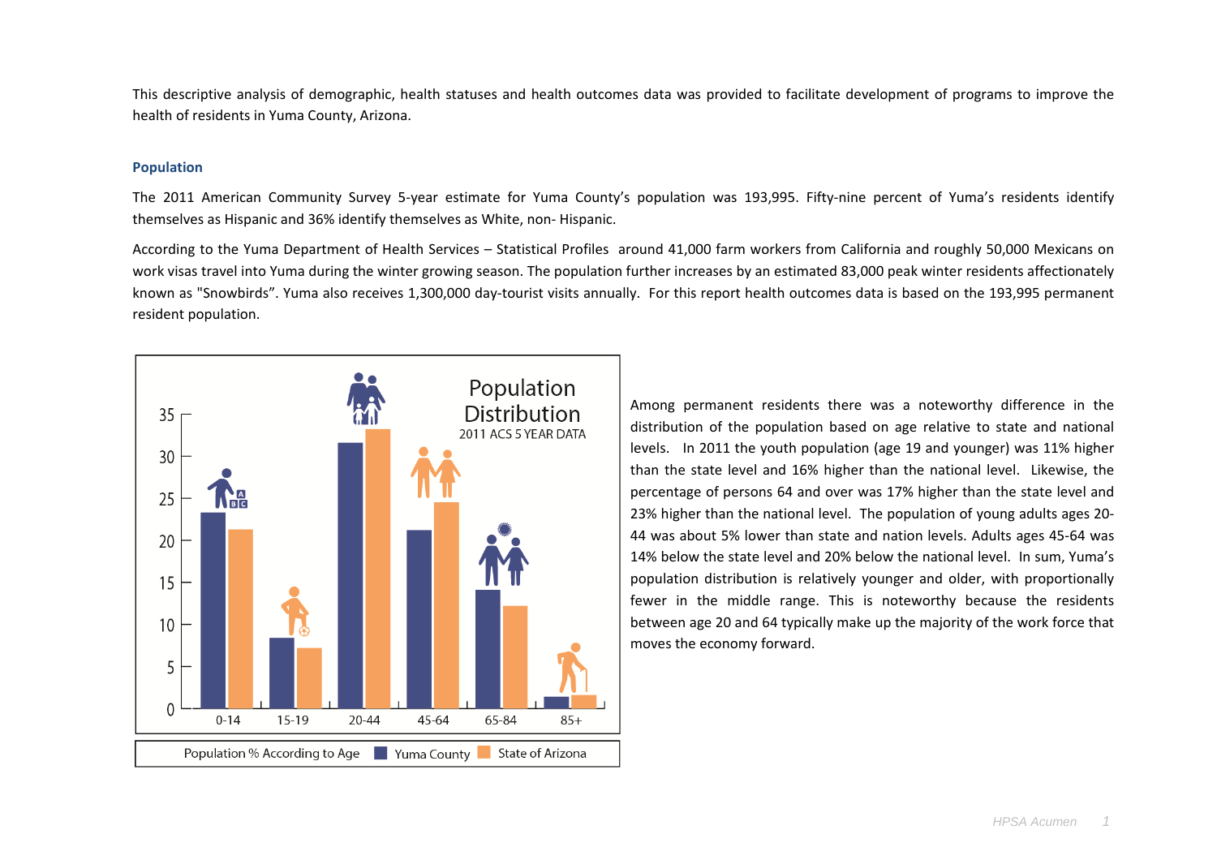This descriptive analysis of demographic, health statuses and health outcomes data was provided to facilitate development of programs to improve the health of residents in Yuma County, Arizona.

### Population

The 2011 American Community Survey 5-year estimate for Yuma County's population was 193,995. Fifty-nine percent of Yuma's residents identify themselves as Hispanic and 36% identify themselves as White, non- Hispanic.

According to the Yuma Department of Health Services – Statistical Profiles around 41,000 farm workers from California and roughly 50,000 Mexicans on work visas travel into Yuma during the winter growing season. The population further increases by an estimated 83,000 peak winter residents affectionately known as "Snowbirds". Yuma also receives 1,300,000 day-tourist visits annually. For this report health outcomes data is based on the 193,995 permanent resident population.

**Population Distribution**
2011 ACS 5 YEAR DATA

Population % According to Age — Yuma County / State of Arizona

| Age | Yuma County | State of Arizona |
|---|---|---|
| 0-14 | ~23.5 | ~21.5 |
| 15-19 | ~8.5 | ~7.3 |
| 20-44 | ~31.5 | ~33.3 |
| 45-64 | ~21.3 | ~24.6 |
| 65-84 | ~14.2 | ~12.3 |
| 85+ | ~1.5 | ~1.7 |

Among permanent residents there was a noteworthy difference in the distribution of the population based on age relative to state and national levels. In 2011 the youth population (age 19 and younger) was 11% higher than the state level and 16% higher than the national level. Likewise, the percentage of persons 64 and over was 17% higher than the state level and 23% higher than the national level. The population of young adults ages 20-44 was about 5% lower than state and nation levels. Adults ages 45-64 was 14% below the state level and 20% below the national level. In sum, Yuma's population distribution is relatively younger and older, with proportionally fewer in the middle range. This is noteworthy because the residents between age 20 and 64 typically make up the majority of the work force that moves the economy forward.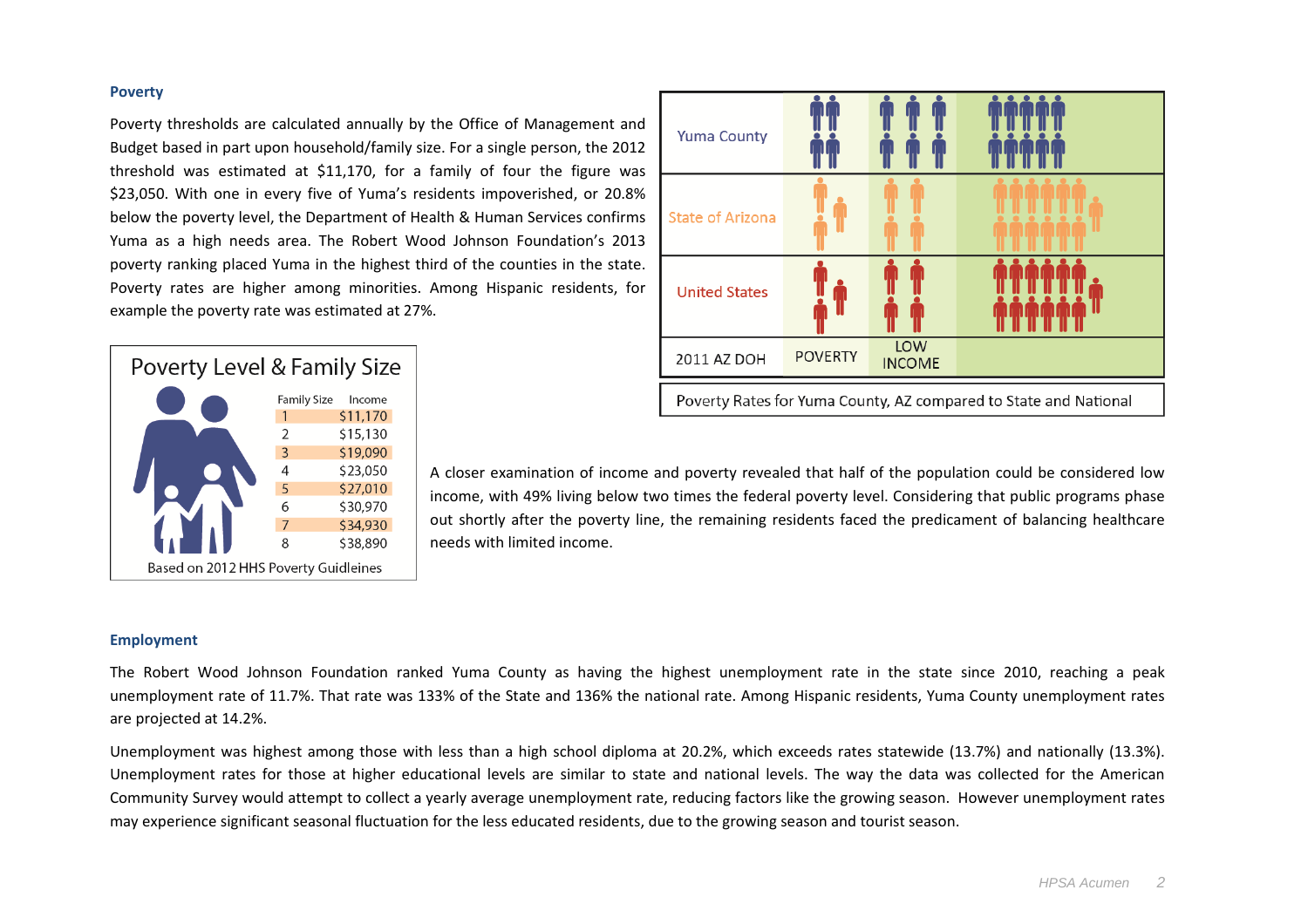## Poverty

Poverty thresholds are calculated annually by the Office of Management and Budget based in part upon household/family size. For a single person, the 2012 threshold was estimated at $11,170, for a family of four the figure was $23,050. With one in every five of Yuma's residents impoverished, or 20.8% below the poverty level, the Department of Health & Human Services confirms Yuma as a high needs area. The Robert Wood Johnson Foundation's 2013 poverty ranking placed Yuma in the highest third of the counties in the state. Poverty rates are higher among minorities. Among Hispanic residents, for example the poverty rate was estimated at 27%.

| | | |
|---|---|---|
| Yuma County | | |
| State of Arizona | | |
| United States | | |
| 2011 AZ DOH | POVERTY | LOW INCOME |

Poverty Rates for Yuma County, AZ compared to State and National

**Poverty Level & Family Size**

| Family Size | Income |
|---|---|
| 1 | $11,170 |
| 2 | $15,130 |
| 3 | $19,090 |
| 4 | $23,050 |
| 5 | $27,010 |
| 6 | $30,970 |
| 7 | $34,930 |
| 8 | $38,890 |

Based on 2012 HHS Poverty Guidleines

A closer examination of income and poverty revealed that half of the population could be considered low income, with 49% living below two times the federal poverty level. Considering that public programs phase out shortly after the poverty line, the remaining residents faced the predicament of balancing healthcare needs with limited income.

## Employment

The Robert Wood Johnson Foundation ranked Yuma County as having the highest unemployment rate in the state since 2010, reaching a peak unemployment rate of 11.7%. That rate was 133% of the State and 136% the national rate. Among Hispanic residents, Yuma County unemployment rates are projected at 14.2%.

Unemployment was highest among those with less than a high school diploma at 20.2%, which exceeds rates statewide (13.7%) and nationally (13.3%). Unemployment rates for those at higher educational levels are similar to state and national levels. The way the data was collected for the American Community Survey would attempt to collect a yearly average unemployment rate, reducing factors like the growing season. However unemployment rates may experience significant seasonal fluctuation for the less educated residents, due to the growing season and tourist season.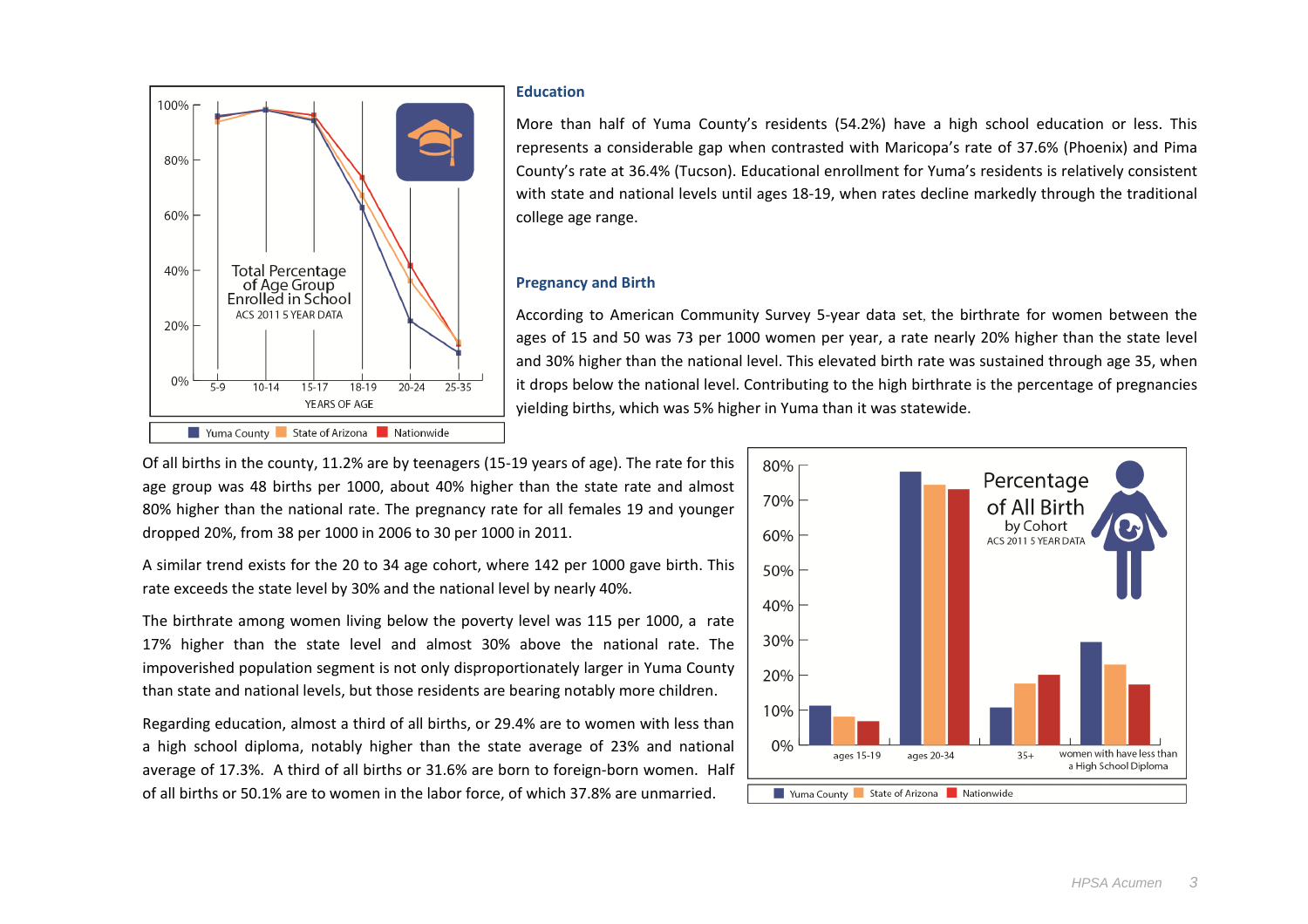## Education

More than half of Yuma County's residents (54.2%) have a high school education or less. This represents a considerable gap when contrasted with Maricopa's rate of 37.6% (Phoenix) and Pima County's rate at 36.4% (Tucson). Educational enrollment for Yuma's residents is relatively consistent with state and national levels until ages 18-19, when rates decline markedly through the traditional college age range.

## Pregnancy and Birth

According to American Community Survey 5-year data set, the birthrate for women between the ages of 15 and 50 was 73 per 1000 women per year, a rate nearly 20% higher than the state level and 30% higher than the national level. This elevated birth rate was sustained through age 35, when it drops below the national level. Contributing to the high birthrate is the percentage of pregnancies yielding births, which was 5% higher in Yuma than it was statewide.

Of all births in the county, 11.2% are by teenagers (15-19 years of age). The rate for this age group was 48 births per 1000, about 40% higher than the state rate and almost 80% higher than the national rate. The pregnancy rate for all females 19 and younger dropped 20%, from 38 per 1000 in 2006 to 30 per 1000 in 2011.

A similar trend exists for the 20 to 34 age cohort, where 142 per 1000 gave birth. This rate exceeds the state level by 30% and the national level by nearly 40%.

The birthrate among women living below the poverty level was 115 per 1000, a rate 17% higher than the state level and almost 30% above the national rate. The impoverished population segment is not only disproportionately larger in Yuma County than state and national levels, but those residents are bearing notably more children.

Regarding education, almost a third of all births, or 29.4% are to women with less than a high school diploma, notably higher than the state average of 23% and national average of 17.3%. A third of all births or 31.6% are born to foreign-born women. Half of all births or 50.1% are to women in the labor force, of which 37.8% are unmarried.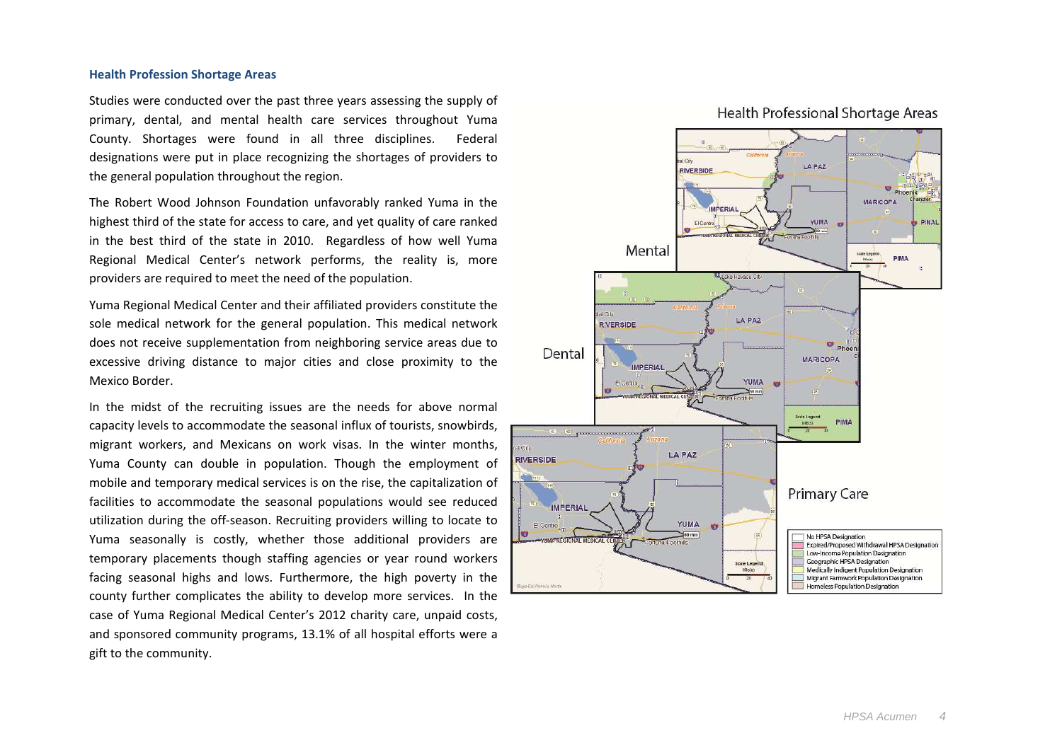### Health Profession Shortage Areas

Studies were conducted over the past three years assessing the supply of primary, dental, and mental health care services throughout Yuma County. Shortages were found in all three disciplines. Federal designations were put in place recognizing the shortages of providers to the general population throughout the region.

The Robert Wood Johnson Foundation unfavorably ranked Yuma in the highest third of the state for access to care, and yet quality of care ranked in the best third of the state in 2010. Regardless of how well Yuma Regional Medical Center's network performs, the reality is, more providers are required to meet the need of the population.

Yuma Regional Medical Center and their affiliated providers constitute the sole medical network for the general population. This medical network does not receive supplementation from neighboring service areas due to excessive driving distance to major cities and close proximity to the Mexico Border.

In the midst of the recruiting issues are the needs for above normal capacity levels to accommodate the seasonal influx of tourists, snowbirds, migrant workers, and Mexicans on work visas. In the winter months, Yuma County can double in population. Though the employment of mobile and temporary medical services is on the rise, the capitalization of facilities to accommodate the seasonal populations would see reduced utilization during the off-season. Recruiting providers willing to locate to Yuma seasonally is costly, whether those additional providers are temporary placements though staffing agencies or year round workers facing seasonal highs and lows. Furthermore, the high poverty in the county further complicates the ability to develop more services. In the case of Yuma Regional Medical Center's 2012 charity care, unpaid costs, and sponsored community programs, 13.1% of all hospital efforts were a gift to the community.

Health Professional Shortage Areas

Mental

Dental

Primary Care

- No HPSA Designation
- Expired/Proposed Withdrawal HPSA Designation
- Low-Income Population Designation
- Geographic HPSA Designation
- Medically Indigent Population Designation
- Migrant Farmwork Population Designation
- Homeless Population Designation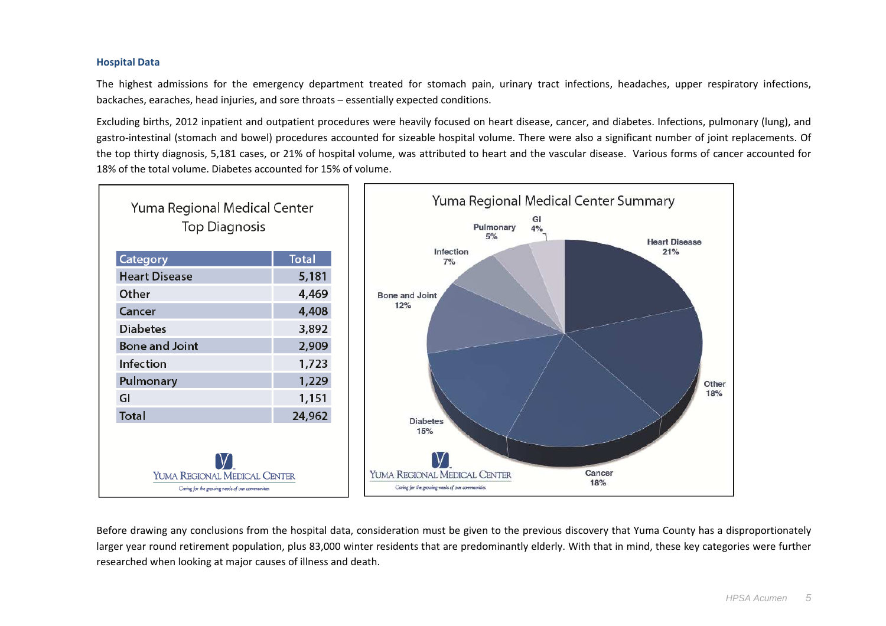### Hospital Data

The highest admissions for the emergency department treated for stomach pain, urinary tract infections, headaches, upper respiratory infections, backaches, earaches, head injuries, and sore throats – essentially expected conditions.

Excluding births, 2012 inpatient and outpatient procedures were heavily focused on heart disease, cancer, and diabetes. Infections, pulmonary (lung), and gastro-intestinal (stomach and bowel) procedures accounted for sizeable hospital volume. There were also a significant number of joint replacements. Of the top thirty diagnosis, 5,181 cases, or 21% of hospital volume, was attributed to heart and the vascular disease. Various forms of cancer accounted for 18% of the total volume. Diabetes accounted for 15% of volume.

**Yuma Regional Medical Center Top Diagnosis**

| Category | Total |
|---|---|
| Heart Disease | 5,181 |
| Other | 4,469 |
| Cancer | 4,408 |
| Diabetes | 3,892 |
| Bone and Joint | 2,909 |
| Infection | 1,723 |
| Pulmonary | 1,229 |
| GI | 1,151 |
| Total | 24,962 |

YUMA REGIONAL MEDICAL CENTER
*Caring for the growing needs of our communities*

**Yuma Regional Medical Center Summary**

Heart Disease 21%
Other 18%
Cancer 18%
Diabetes 15%
Bone and Joint 12%
Infection 7%
Pulmonary 5%
GI 4%

YUMA REGIONAL MEDICAL CENTER
*Caring for the growing needs of our communities*

Before drawing any conclusions from the hospital data, consideration must be given to the previous discovery that Yuma County has a disproportionately larger year round retirement population, plus 83,000 winter residents that are predominantly elderly. With that in mind, these key categories were further researched when looking at major causes of illness and death.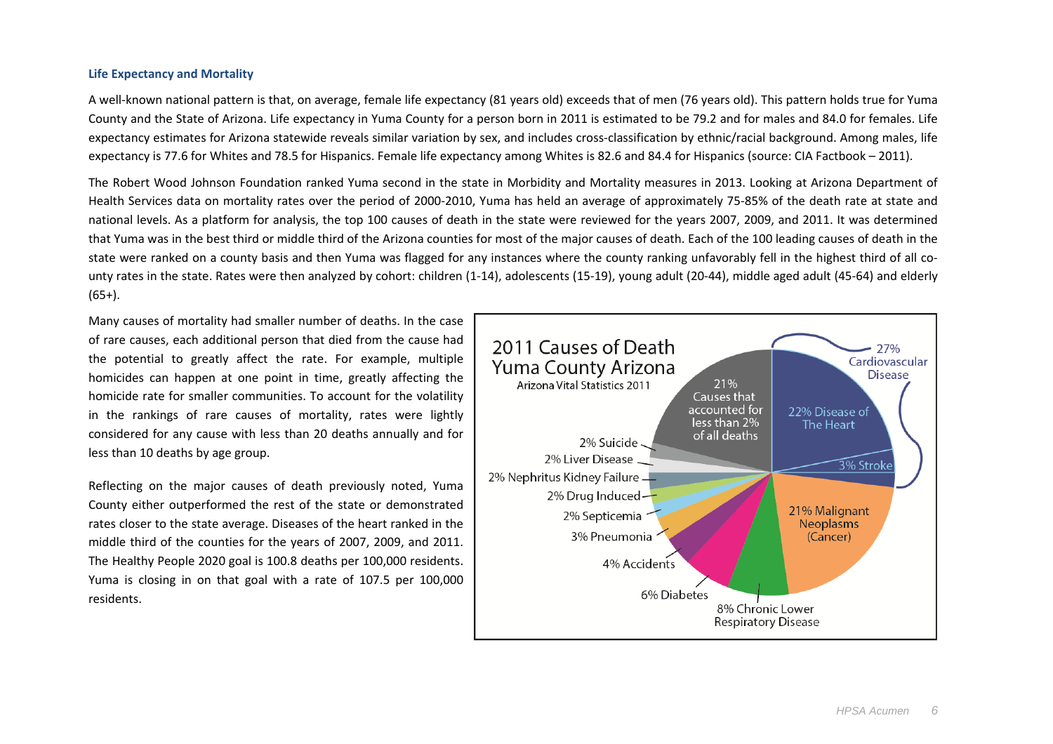### Life Expectancy and Mortality

A well-known national pattern is that, on average, female life expectancy (81 years old) exceeds that of men (76 years old). This pattern holds true for Yuma County and the State of Arizona. Life expectancy in Yuma County for a person born in 2011 is estimated to be 79.2 and for males and 84.0 for females. Life expectancy estimates for Arizona statewide reveals similar variation by sex, and includes cross-classification by ethnic/racial background. Among males, life expectancy is 77.6 for Whites and 78.5 for Hispanics. Female life expectancy among Whites is 82.6 and 84.4 for Hispanics (source: CIA Factbook – 2011).

The Robert Wood Johnson Foundation ranked Yuma second in the state in Morbidity and Mortality measures in 2013. Looking at Arizona Department of Health Services data on mortality rates over the period of 2000-2010, Yuma has held an average of approximately 75-85% of the death rate at state and national levels. As a platform for analysis, the top 100 causes of death in the state were reviewed for the years 2007, 2009, and 2011. It was determined that Yuma was in the best third or middle third of the Arizona counties for most of the major causes of death. Each of the 100 leading causes of death in the state were ranked on a county basis and then Yuma was flagged for any instances where the county ranking unfavorably fell in the highest third of all county rates in the state. Rates were then analyzed by cohort: children (1-14), adolescents (15-19), young adult (20-44), middle aged adult (45-64) and elderly (65+).

Many causes of mortality had smaller number of deaths. In the case of rare causes, each additional person that died from the cause had the potential to greatly affect the rate. For example, multiple homicides can happen at one point in time, greatly affecting the homicide rate for smaller communities. To account for the volatility in the rankings of rare causes of mortality, rates were lightly considered for any cause with less than 20 deaths annually and for less than 10 deaths by age group.

Reflecting on the major causes of death previously noted, Yuma County either outperformed the rest of the state or demonstrated rates closer to the state average. Diseases of the heart ranked in the middle third of the counties for the years of 2007, 2009, and 2011. The Healthy People 2020 goal is 100.8 deaths per 100,000 residents. Yuma is closing in on that goal with a rate of 107.5 per 100,000 residents.

**2011 Causes of Death Yuma County Arizona**
Arizona Vital Statistics 2011

| Cause | Percent |
| --- | --- |
| Cardiovascular Disease | 27% |
| Disease of The Heart | 22% |
| Stroke | 3% |
| Malignant Neoplasms (Cancer) | 21% |
| Causes that accounted for less than 2% of all deaths | 21% |
| Chronic Lower Respiratory Disease | 8% |
| Diabetes | 6% |
| Accidents | 4% |
| Pneumonia | 3% |
| Septicemia | 2% |
| Drug Induced | 2% |
| Nephritus Kidney Failure | 2% |
| Liver Disease | 2% |
| Suicide | 2% |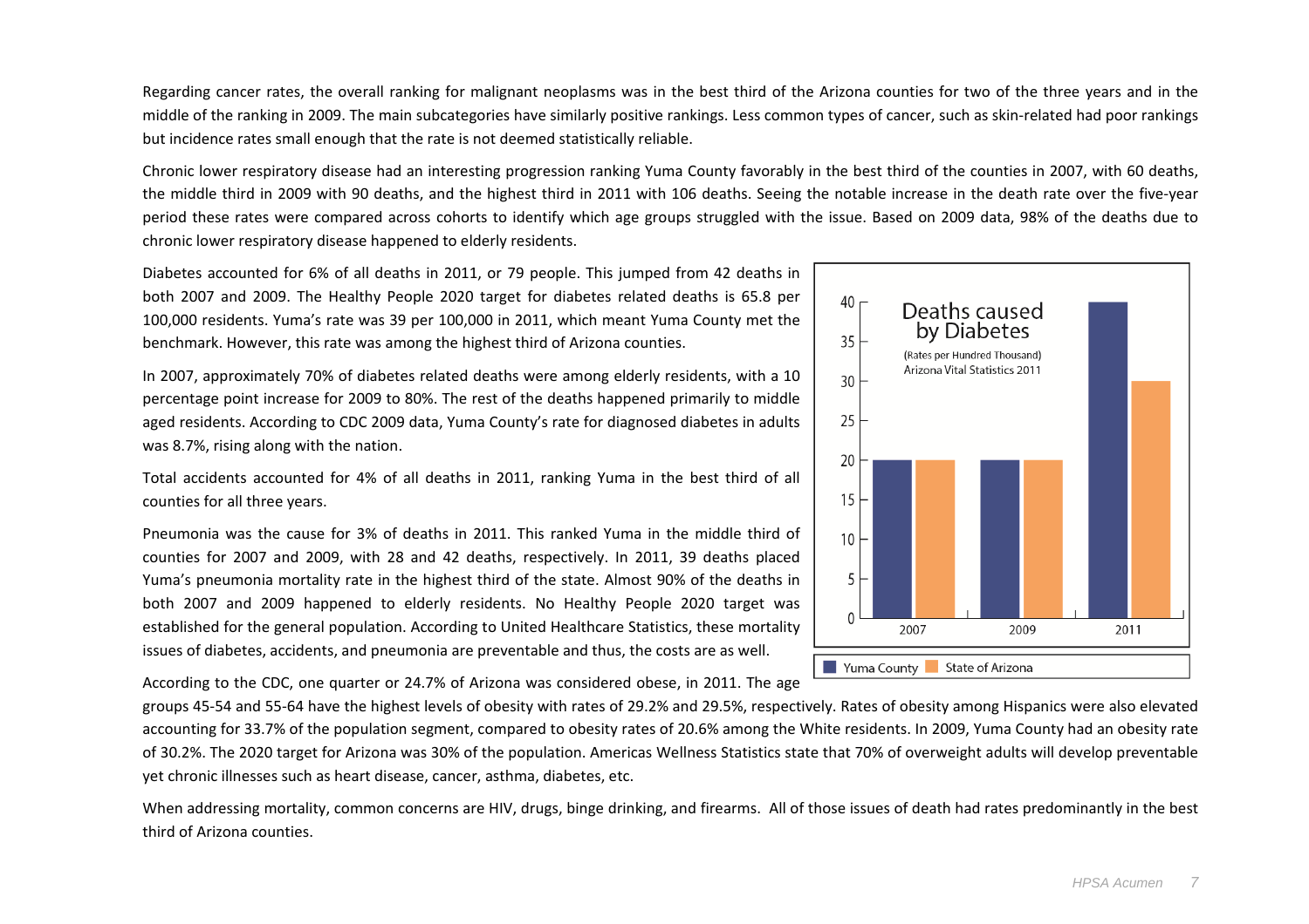Regarding cancer rates, the overall ranking for malignant neoplasms was in the best third of the Arizona counties for two of the three years and in the middle of the ranking in 2009. The main subcategories have similarly positive rankings. Less common types of cancer, such as skin-related had poor rankings but incidence rates small enough that the rate is not deemed statistically reliable.

Chronic lower respiratory disease had an interesting progression ranking Yuma County favorably in the best third of the counties in 2007, with 60 deaths, the middle third in 2009 with 90 deaths, and the highest third in 2011 with 106 deaths. Seeing the notable increase in the death rate over the five-year period these rates were compared across cohorts to identify which age groups struggled with the issue. Based on 2009 data, 98% of the deaths due to chronic lower respiratory disease happened to elderly residents.

Diabetes accounted for 6% of all deaths in 2011, or 79 people. This jumped from 42 deaths in both 2007 and 2009. The Healthy People 2020 target for diabetes related deaths is 65.8 per 100,000 residents. Yuma's rate was 39 per 100,000 in 2011, which meant Yuma County met the benchmark. However, this rate was among the highest third of Arizona counties.

In 2007, approximately 70% of diabetes related deaths were among elderly residents, with a 10 percentage point increase for 2009 to 80%. The rest of the deaths happened primarily to middle aged residents. According to CDC 2009 data, Yuma County's rate for diagnosed diabetes in adults was 8.7%, rising along with the nation.

**Deaths caused by Diabetes**
(Rates per Hundred Thousand)
Arizona Vital Statistics 2011

| Year | Yuma County | State of Arizona |
| --- | --- | --- |
| 2007 | 20 | 20 |
| 2009 | 20 | 20 |
| 2011 | 40 | 30 |

Total accidents accounted for 4% of all deaths in 2011, ranking Yuma in the best third of all counties for all three years.

Pneumonia was the cause for 3% of deaths in 2011. This ranked Yuma in the middle third of counties for 2007 and 2009, with 28 and 42 deaths, respectively. In 2011, 39 deaths placed Yuma's pneumonia mortality rate in the highest third of the state. Almost 90% of the deaths in both 2007 and 2009 happened to elderly residents. No Healthy People 2020 target was established for the general population. According to United Healthcare Statistics, these mortality issues of diabetes, accidents, and pneumonia are preventable and thus, the costs are as well.

According to the CDC, one quarter or 24.7% of Arizona was considered obese, in 2011. The age groups 45-54 and 55-64 have the highest levels of obesity with rates of 29.2% and 29.5%, respectively. Rates of obesity among Hispanics were also elevated accounting for 33.7% of the population segment, compared to obesity rates of 20.6% among the White residents. In 2009, Yuma County had an obesity rate of 30.2%. The 2020 target for Arizona was 30% of the population. Americas Wellness Statistics state that 70% of overweight adults will develop preventable yet chronic illnesses such as heart disease, cancer, asthma, diabetes, etc.

When addressing mortality, common concerns are HIV, drugs, binge drinking, and firearms. All of those issues of death had rates predominantly in the best third of Arizona counties.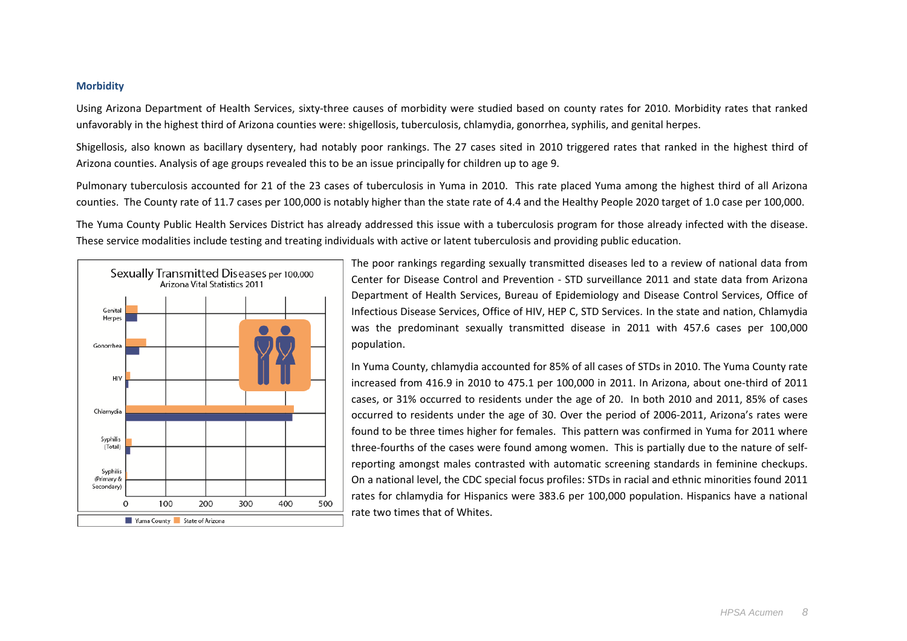### Morbidity

Using Arizona Department of Health Services, sixty-three causes of morbidity were studied based on county rates for 2010. Morbidity rates that ranked unfavorably in the highest third of Arizona counties were: shigellosis, tuberculosis, chlamydia, gonorrhea, syphilis, and genital herpes.

Shigellosis, also known as bacillary dysentery, had notably poor rankings. The 27 cases sited in 2010 triggered rates that ranked in the highest third of Arizona counties. Analysis of age groups revealed this to be an issue principally for children up to age 9.

Pulmonary tuberculosis accounted for 21 of the 23 cases of tuberculosis in Yuma in 2010. This rate placed Yuma among the highest third of all Arizona counties. The County rate of 11.7 cases per 100,000 is notably higher than the state rate of 4.4 and the Healthy People 2020 target of 1.0 case per 100,000.

The Yuma County Public Health Services District has already addressed this issue with a tuberculosis program for those already infected with the disease. These service modalities include testing and treating individuals with active or latent tuberculosis and providing public education.

**Sexually Transmitted Diseases per 100,000**
Arizona Vital Statistics 2011

(Chart categories: Genital Herpes, Gonorrhea, HIV, Chlamydia, Syphilis (Total), Syphilis (Primary & Secondary); axis 0–500; legend: Yuma County, State of Arizona)

The poor rankings regarding sexually transmitted diseases led to a review of national data from Center for Disease Control and Prevention - STD surveillance 2011 and state data from Arizona Department of Health Services, Bureau of Epidemiology and Disease Control Services, Office of Infectious Disease Services, Office of HIV, HEP C, STD Services. In the state and nation, Chlamydia was the predominant sexually transmitted disease in 2011 with 457.6 cases per 100,000 population.

In Yuma County, chlamydia accounted for 85% of all cases of STDs in 2010. The Yuma County rate increased from 416.9 in 2010 to 475.1 per 100,000 in 2011. In Arizona, about one-third of 2011 cases, or 31% occurred to residents under the age of 20. In both 2010 and 2011, 85% of cases occurred to residents under the age of 30. Over the period of 2006-2011, Arizona's rates were found to be three times higher for females. This pattern was confirmed in Yuma for 2011 where three-fourths of the cases were found among women. This is partially due to the nature of self-reporting amongst males contrasted with automatic screening standards in feminine checkups. On a national level, the CDC special focus profiles: STDs in racial and ethnic minorities found 2011 rates for chlamydia for Hispanics were 383.6 per 100,000 population. Hispanics have a national rate two times that of Whites.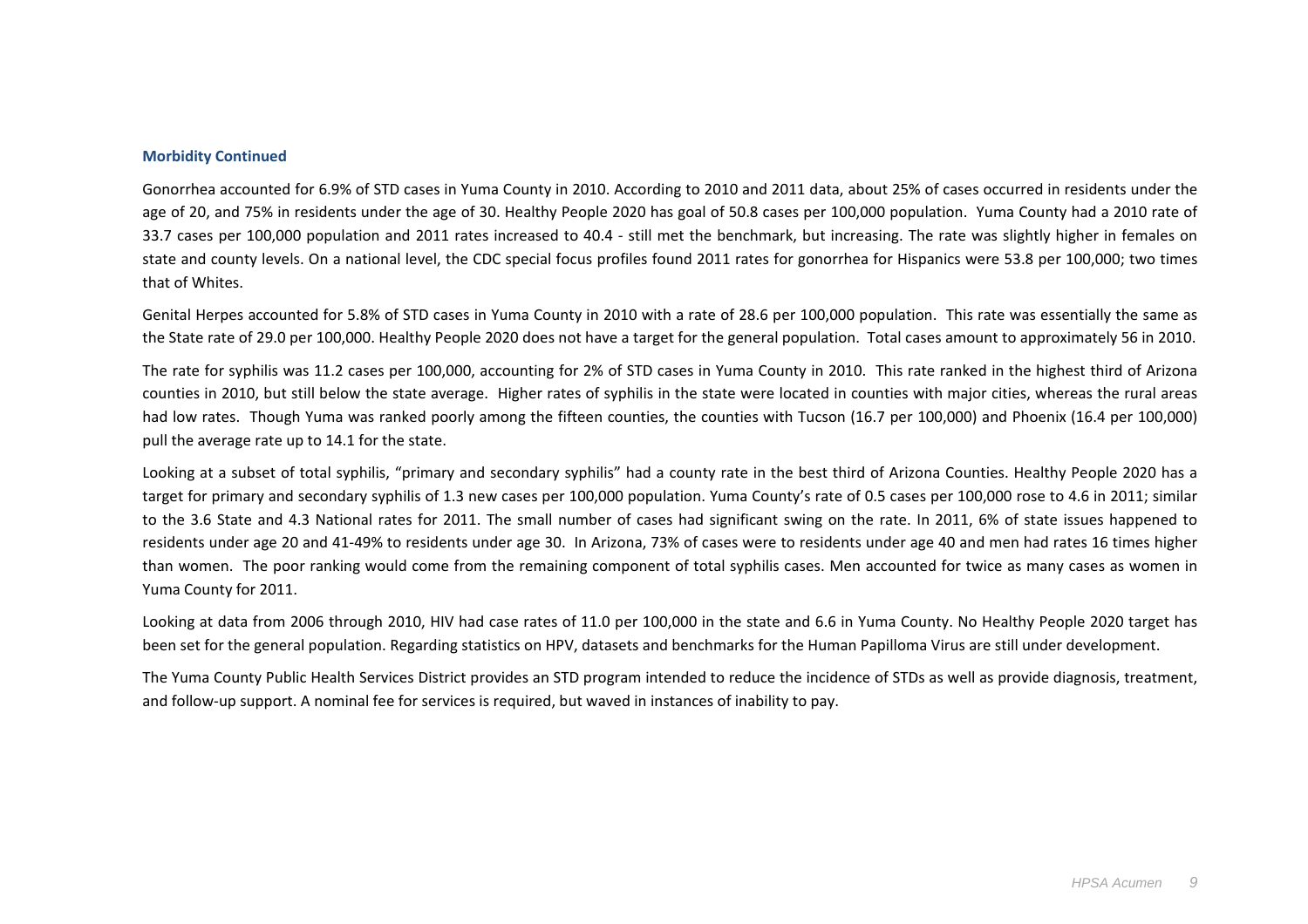**Morbidity Continued**

Gonorrhea accounted for 6.9% of STD cases in Yuma County in 2010. According to 2010 and 2011 data, about 25% of cases occurred in residents under the age of 20, and 75% in residents under the age of 30. Healthy People 2020 has goal of 50.8 cases per 100,000 population. Yuma County had a 2010 rate of 33.7 cases per 100,000 population and 2011 rates increased to 40.4 - still met the benchmark, but increasing. The rate was slightly higher in females on state and county levels. On a national level, the CDC special focus profiles found 2011 rates for gonorrhea for Hispanics were 53.8 per 100,000; two times that of Whites.

Genital Herpes accounted for 5.8% of STD cases in Yuma County in 2010 with a rate of 28.6 per 100,000 population. This rate was essentially the same as the State rate of 29.0 per 100,000. Healthy People 2020 does not have a target for the general population. Total cases amount to approximately 56 in 2010.

The rate for syphilis was 11.2 cases per 100,000, accounting for 2% of STD cases in Yuma County in 2010. This rate ranked in the highest third of Arizona counties in 2010, but still below the state average. Higher rates of syphilis in the state were located in counties with major cities, whereas the rural areas had low rates. Though Yuma was ranked poorly among the fifteen counties, the counties with Tucson (16.7 per 100,000) and Phoenix (16.4 per 100,000) pull the average rate up to 14.1 for the state.

Looking at a subset of total syphilis, "primary and secondary syphilis" had a county rate in the best third of Arizona Counties. Healthy People 2020 has a target for primary and secondary syphilis of 1.3 new cases per 100,000 population. Yuma County's rate of 0.5 cases per 100,000 rose to 4.6 in 2011; similar to the 3.6 State and 4.3 National rates for 2011. The small number of cases had significant swing on the rate. In 2011, 6% of state issues happened to residents under age 20 and 41-49% to residents under age 30. In Arizona, 73% of cases were to residents under age 40 and men had rates 16 times higher than women. The poor ranking would come from the remaining component of total syphilis cases. Men accounted for twice as many cases as women in Yuma County for 2011.

Looking at data from 2006 through 2010, HIV had case rates of 11.0 per 100,000 in the state and 6.6 in Yuma County. No Healthy People 2020 target has been set for the general population. Regarding statistics on HPV, datasets and benchmarks for the Human Papilloma Virus are still under development.

The Yuma County Public Health Services District provides an STD program intended to reduce the incidence of STDs as well as provide diagnosis, treatment, and follow-up support. A nominal fee for services is required, but waved in instances of inability to pay.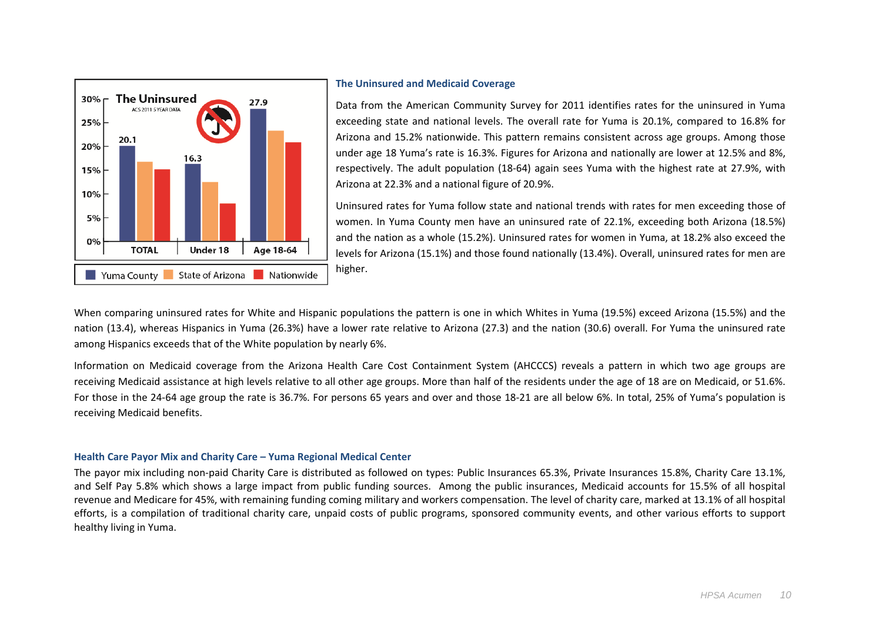## The Uninsured and Medicaid Coverage

Data from the American Community Survey for 2011 identifies rates for the uninsured in Yuma exceeding state and national levels. The overall rate for Yuma is 20.1%, compared to 16.8% for Arizona and 15.2% nationwide. This pattern remains consistent across age groups. Among those under age 18 Yuma's rate is 16.3%. Figures for Arizona and nationally are lower at 12.5% and 8%, respectively. The adult population (18-64) again sees Yuma with the highest rate at 27.9%, with Arizona at 22.3% and a national figure of 20.9%.

Uninsured rates for Yuma follow state and national trends with rates for men exceeding those of women. In Yuma County men have an uninsured rate of 22.1%, exceeding both Arizona (18.5%) and the nation as a whole (15.2%). Uninsured rates for women in Yuma, at 18.2% also exceed the levels for Arizona (15.1%) and those found nationally (13.4%). Overall, uninsured rates for men are higher.

When comparing uninsured rates for White and Hispanic populations the pattern is one in which Whites in Yuma (19.5%) exceed Arizona (15.5%) and the nation (13.4), whereas Hispanics in Yuma (26.3%) have a lower rate relative to Arizona (27.3) and the nation (30.6) overall. For Yuma the uninsured rate among Hispanics exceeds that of the White population by nearly 6%.

Information on Medicaid coverage from the Arizona Health Care Cost Containment System (AHCCCS) reveals a pattern in which two age groups are receiving Medicaid assistance at high levels relative to all other age groups. More than half of the residents under the age of 18 are on Medicaid, or 51.6%. For those in the 24-64 age group the rate is 36.7%. For persons 65 years and over and those 18-21 are all below 6%. In total, 25% of Yuma's population is receiving Medicaid benefits.

## Health Care Payor Mix and Charity Care – Yuma Regional Medical Center

The payor mix including non-paid Charity Care is distributed as followed on types: Public Insurances 65.3%, Private Insurances 15.8%, Charity Care 13.1%, and Self Pay 5.8% which shows a large impact from public funding sources. Among the public insurances, Medicaid accounts for 15.5% of all hospital revenue and Medicare for 45%, with remaining funding coming military and workers compensation. The level of charity care, marked at 13.1% of all hospital efforts, is a compilation of traditional charity care, unpaid costs of public programs, sponsored community events, and other various efforts to support healthy living in Yuma.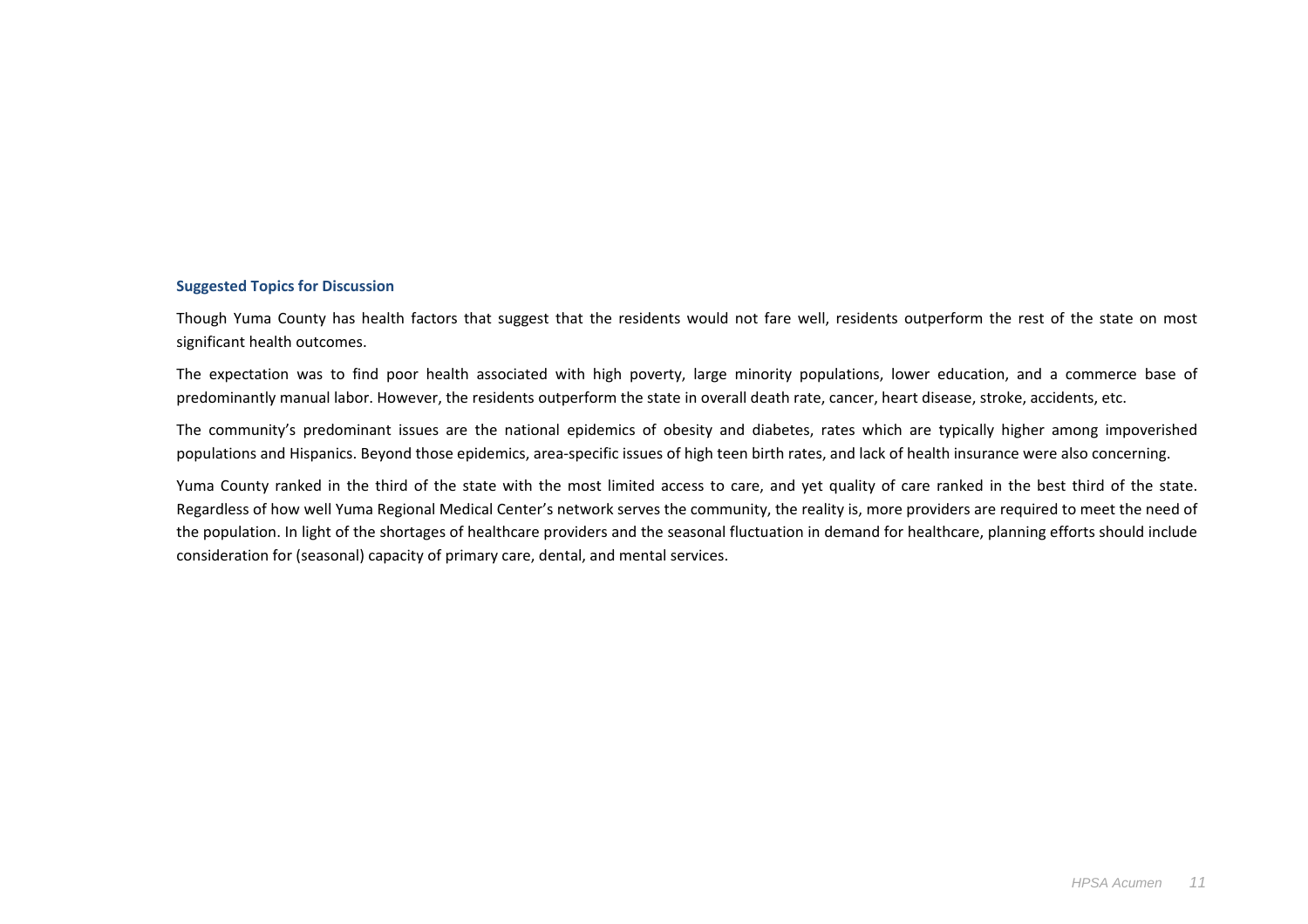**Suggested Topics for Discussion**

Though Yuma County has health factors that suggest that the residents would not fare well, residents outperform the rest of the state on most significant health outcomes.

The expectation was to find poor health associated with high poverty, large minority populations, lower education, and a commerce base of predominantly manual labor. However, the residents outperform the state in overall death rate, cancer, heart disease, stroke, accidents, etc.

The community's predominant issues are the national epidemics of obesity and diabetes, rates which are typically higher among impoverished populations and Hispanics. Beyond those epidemics, area-specific issues of high teen birth rates, and lack of health insurance were also concerning.

Yuma County ranked in the third of the state with the most limited access to care, and yet quality of care ranked in the best third of the state. Regardless of how well Yuma Regional Medical Center's network serves the community, the reality is, more providers are required to meet the need of the population. In light of the shortages of healthcare providers and the seasonal fluctuation in demand for healthcare, planning efforts should include consideration for (seasonal) capacity of primary care, dental, and mental services.